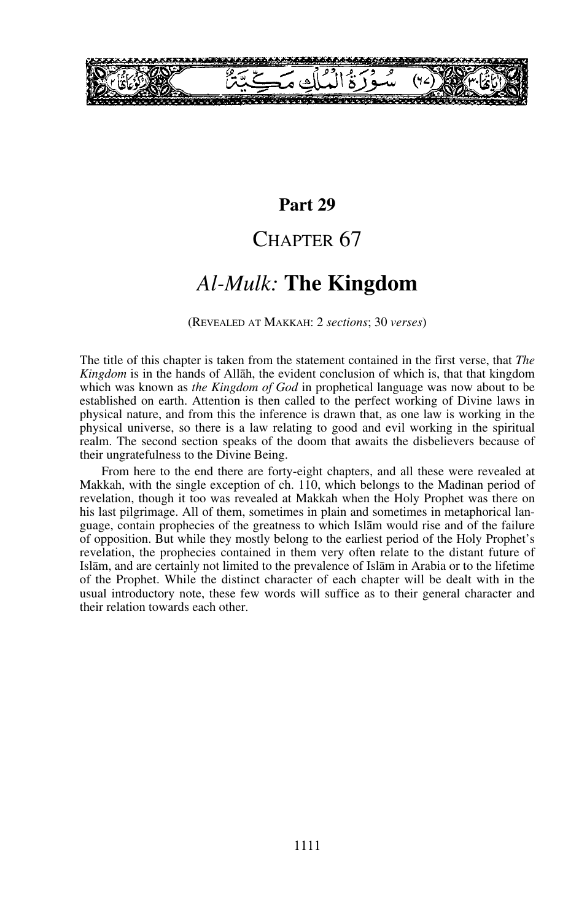سُورَةُ الْمُلْكِ مَكِّيَّةٌ (٦٧)

# Part 29

## CHAPTER 67

## *Al-Mulk:* The Kingdom

(REVEALED AT MAKKAH: 2 *sections*; 30 *verses*)

The title of this chapter is taken from the statement contained in the first verse, that *The Kingdom* is in the hands of Allāh, the evident conclusion of which is, that that kingdom which was known as *the Kingdom of God* in prophetical language was now about to be established on earth. Attention is then called to the perfect working of Divine laws in physical nature, and from this the inference is drawn that, as one law is working in the physical universe, so there is a law relating to good and evil working in the spiritual realm. The second section speaks of the doom that awaits the disbelievers because of their ungratefulness to the Divine Being.

From here to the end there are forty-eight chapters, and all these were revealed at Makkah, with the single exception of ch. 110, which belongs to the Madīnan period of revelation, though it too was revealed at Makkah when the Holy Prophet was there on his last pilgrimage. All of them, sometimes in plain and sometimes in metaphorical language, contain prophecies of the greatness to which Islām would rise and of the failure of opposition. But while they mostly belong to the earliest period of the Holy Prophet's revelation, the prophecies contained in them very often relate to the distant future of Islām, and are certainly not limited to the prevalence of Islām in Arabia or to the lifetime of the Prophet. While the distinct character of each chapter will be dealt with in the usual introductory note, these few words will suffice as to their general character and their relation towards each other.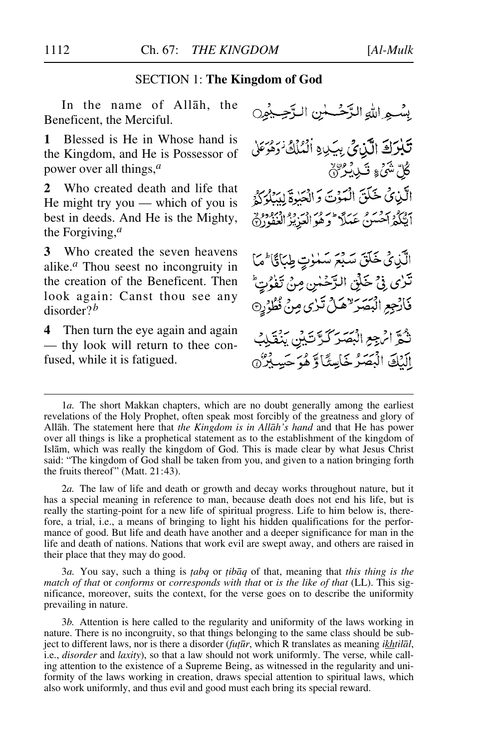## SECTION 1: **The Kingdom of God**

In the name of Allāh, the Beneficent, the Merciful.

بِسۡمِ اللّٰہِ الرَّحۡمٰنِ الرَّحِیۡمِ

**1** Blessed is He in Whose hand is the Kingdom, and He is Possessor of power over all things,[a]

تَبٰرَکَ الَّذِیۡ بِیَدِہِ الۡمُلۡکُ ۫ وَ ہُوَ عَلٰی کُلِّ شَیۡءٍ قَدِیۡرُۨ ۙ﴿۱﴾

**2** Who created death and life that He might try you — which of you is best in deeds. And He is the Mighty, the Forgiving,[a]

الَّذِیۡ خَلَقَ الۡمَوۡتَ وَ الۡحَیٰوۃَ لِیَبۡلُوَکُمۡ اَیُّکُمۡ اَحۡسَنُ عَمَلًا ؕ وَ ہُوَ الۡعَزِیۡزُ الۡغَفُوۡرُ ۙ﴿۲﴾

**3** Who created the seven heavens alike.[a] Thou seest no incongruity in the creation of the Beneficent. Then look again: Canst thou see any disorder?[b]

الَّذِیۡ خَلَقَ سَبۡعَ سَمٰوٰتٍ طِبَاقًا ؕ مَا تَرٰی فِیۡ خَلۡقِ الرَّحۡمٰنِ مِنۡ تَفٰوُتٍ ؕ فَارۡجِعِ الۡبَصَرَ ۙ ہَلۡ تَرٰی مِنۡ فُطُوۡرٍ ﴿۳﴾

**4** Then turn the eye again and again — thy look will return to thee confused, while it is fatigued.

ثُمَّ ارۡجِعِ الۡبَصَرَ کَرَّتَیۡنِ یَنۡقَلِبۡ اِلَیۡکَ الۡبَصَرُ خَاسِئًا وَّ ہُوَ حَسِیۡرٌ ﴿۴﴾

---

1*a.* The short Makkan chapters, which are no doubt generally among the earliest revelations of the Holy Prophet, often speak most forcibly of the greatness and glory of Allāh. The statement here that *the Kingdom is in Allāh's hand* and that He has power over all things is like a prophetical statement as to the establishment of the kingdom of Islām, which was really the kingdom of God. This is made clear by what Jesus Christ said: "The kingdom of God shall be taken from you, and given to a nation bringing forth the fruits thereof" (Matt. 21:43).

2*a.* The law of life and death or growth and decay works throughout nature, but it has a special meaning in reference to man, because death does not end his life, but is really the starting-point for a new life of spiritual progress. Life to him below is, therefore, a trial, i.e., a means of bringing to light his hidden qualifications for the performance of good. But life and death have another and a deeper significance for man in the life and death of nations. Nations that work evil are swept away, and others are raised in their place that they may do good.

3*a.* You say, such a thing is *ṭabq* or *ṭibāq* of that, meaning that *this thing is the match of that* or *conforms* or *corresponds with that* or *is the like of that* (LL). This significance, moreover, suits the context, for the verse goes on to describe the uniformity prevailing in nature.

3*b.* Attention is here called to the regularity and uniformity of the laws working in nature. There is no incongruity, so that things belonging to the same class should be subject to different laws, nor is there a disorder (*fuṭūr*, which R translates as meaning *ikhtilāl*, i.e., *disorder* and *laxity*), so that a law should not work uniformly. The verse, while calling attention to the existence of a Supreme Being, as witnessed in the regularity and uniformity of the laws working in creation, draws special attention to spiritual laws, which also work uniformly, and thus evil and good must each bring its special reward.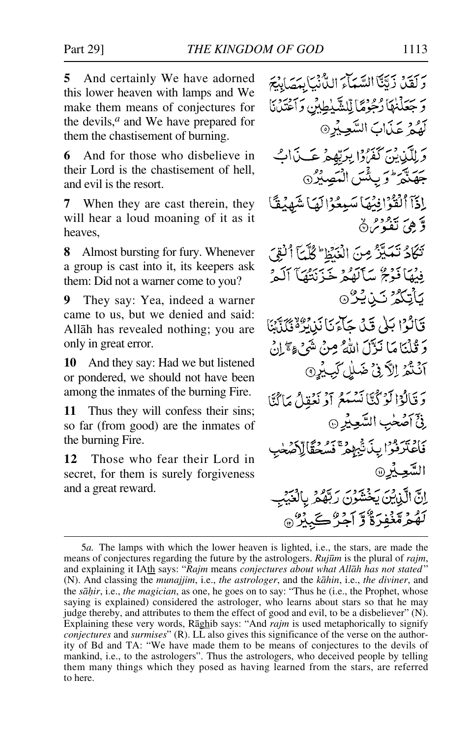**5** And certainly We have adorned this lower heaven with lamps and We make them means of conjectures for the devils,[a] and We have prepared for them the chastisement of burning.

وَلَقَدْ زَيَّنَّا السَّمَآءَ الدُّنْيَا بِمَصَابِيْحَ وَجَعَلْنٰهَا رُجُوْمًا لِّلشَّيٰطِيْنِ وَاَعْتَدْنَا لَهُمْ عَذَابَ السَّعِيْرِ ۝

**6** And for those who disbelieve in their Lord is the chastisement of hell, and evil is the resort.

وَلِلَّذِيْنَ كَفَرُوْا بِرَبِّهِمْ عَذَابُ جَهَنَّمَ ۖ وَبِئْسَ الْمَصِيْرُ ۝

**7** When they are cast therein, they will hear a loud moaning of it as it heaves,

اِذَآ اُلْقُوْا فِيْهَا سَمِعُوْا لَهَا شَهِيْقًا وَّهِيَ تَفُوْرُ ۝

**8** Almost bursting for fury. Whenever a group is cast into it, its keepers ask them: Did not a warner come to you?

تَكَادُ تَمَيَّزُ مِنَ الْغَيْظِ ۖ كُلَّمَآ اُلْقِيَ فِيْهَا فَوْجٌ سَاَلَهُمْ خَزَنَتُهَآ اَلَمْ يَاْتِكُمْ نَذِيْرٌ ۝

**9** They say: Yea, indeed a warner came to us, but we denied and said: Allāh has revealed nothing; you are only in great error.

قَالُوْا بَلٰى قَدْ جَآءَنَا نَذِيْرٌ ۙ فَكَذَّبْنَا وَقُلْنَا مَا نَزَّلَ اللّٰهُ مِنْ شَيْءٍ ۖ اِنْ اَنْتُمْ اِلَّا فِيْ ضَلٰلٍ كَبِيْرٍ ۝

**10** And they say: Had we but listened or pondered, we should not have been among the inmates of the burning Fire.

وَقَالُوْا لَوْ كُنَّا نَسْمَعُ اَوْ نَعْقِلُ مَا كُنَّا فِيْٓ اَصْحٰبِ السَّعِيْرِ ۝

**11** Thus they will confess their sins; so far (from good) are the inmates of the burning Fire.

فَاعْتَرَفُوْا بِذَنْۢبِهِمْ ۚ فَسُحْقًا لِّاَصْحٰبِ السَّعِيْرِ ۝

**12** Those who fear their Lord in secret, for them is surely forgiveness and a great reward.

اِنَّ الَّذِيْنَ يَخْشَوْنَ رَبَّهُمْ بِالْغَيْبِ لَهُمْ مَّغْفِرَةٌ وَّاَجْرٌ كَبِيْرٌ ۝

---

5*a.* The lamps with which the lower heaven is lighted, i.e., the stars, are made the means of conjectures regarding the future by the astrologers. *Rujūm* is the plural of *rajm*, and explaining it IAth says: "*Rajm* means *conjectures about what Allāh has not stated*" (N). And classing the *munajjim*, i.e., *the astrologer*, and the *kāhin*, i.e., *the diviner*, and the *sāḥir*, i.e., *the magician*, as one, he goes on to say: "Thus he (i.e., the Prophet, whose saying is explained) considered the astrologer, who learns about stars so that he may judge thereby, and attributes to them the effect of good and evil, to be a disbeliever" (N). Explaining these very words, Rāghib says: "And *rajm* is used metaphorically to signify *conjectures* and *surmises*" (R). LL also gives this significance of the verse on the authority of Bd and TA: "We have made them to be means of conjectures to the devils of mankind, i.e., to the astrologers". Thus the astrologers, who deceived people by telling them many things which they posed as having learned from the stars, are referred to here.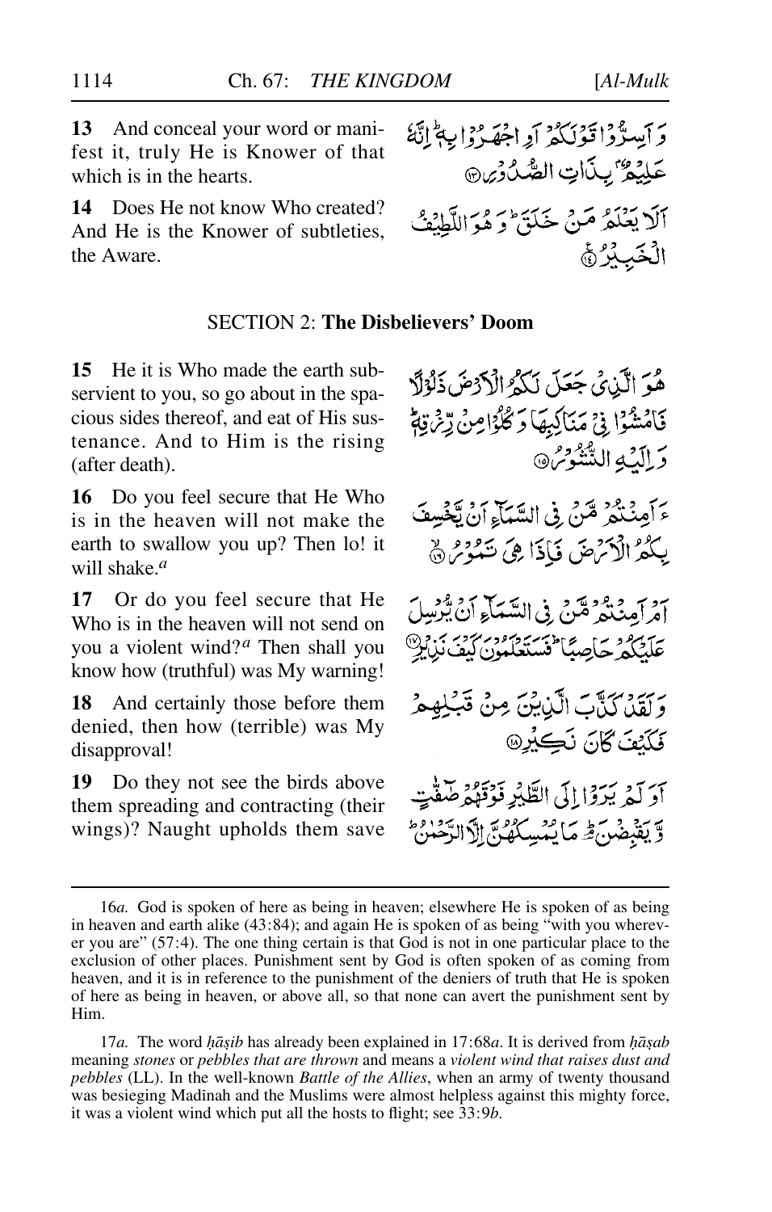**13** And conceal your word or manifest it, truly He is Knower of that which is in the hearts.

وَ اَسِرُّوْا قَوْلَكُمْ اَوِ اجْهَرُوْا بِهٖ ؕ اِنَّهٗ عَلِيْمٌۢ بِذَاتِ الصُّدُوْرِ ۝

**14** Does He not know Who created? And He is the Knower of subtleties, the Aware.

اَلَا يَعْلَمُ مَنْ خَلَقَ ؕ وَ هُوَ اللَّطِيْفُ الْخَبِيْرُ ۝

## SECTION 2: **The Disbelievers' Doom**

**15** He it is Who made the earth subservient to you, so go about in the spacious sides thereof, and eat of His sustenance. And to Him is the rising (after death).

هُوَ الَّذِيْ جَعَلَ لَكُمُ الْاَرْضَ ذَلُوْلًا فَامْشُوْا فِيْ مَنَاكِبِهَا وَ كُلُوْا مِنْ رِّزْقِهٖ ؕ وَ اِلَيْهِ النُّشُوْرُ ۝

**16** Do you feel secure that He Who is in the heaven will not make the earth to swallow you up? Then lo! it will shake.[a]

ءَاَمِنْتُمْ مَّنْ فِي السَّمَآءِ اَنْ يَّخْسِفَ بِكُمُ الْاَرْضَ فَاِذَا هِيَ تَمُوْرُ ۝

**17** Or do you feel secure that He Who is in the heaven will not send on you a violent wind?[a] Then shall you know how (truthful) was My warning!

اَمْ اَمِنْتُمْ مَّنْ فِي السَّمَآءِ اَنْ يُّرْسِلَ عَلَيْكُمْ حَاصِبًا ؕ فَسَتَعْلَمُوْنَ كَيْفَ نَذِيْرِ ۝

**18** And certainly those before them denied, then how (terrible) was My disapproval!

وَ لَقَدْ كَذَّبَ الَّذِيْنَ مِنْ قَبْلِهِمْ فَكَيْفَ كَانَ نَكِيْرِ ۝

**19** Do they not see the birds above them spreading and contracting (their wings)? Naught upholds them save

اَوَ لَمْ يَرَوْا اِلَى الطَّيْرِ فَوْقَهُمْ صٰٓفّٰتٍ وَّ يَقْبِضْنَ ؔؕ مَا يُمْسِكُهُنَّ اِلَّا الرَّحْمٰنُ ؕ

---

16*a*. God is spoken of here as being in heaven; elsewhere He is spoken of as being in heaven and earth alike (43:84); and again He is spoken of as being "with you wherever you are" (57:4). The one thing certain is that God is not in one particular place to the exclusion of other places. Punishment sent by God is often spoken of as coming from heaven, and it is in reference to the punishment of the deniers of truth that He is spoken of here as being in heaven, or above all, so that none can avert the punishment sent by Him.

17*a*. The word *ḥāṣib* has already been explained in 17:68*a*. It is derived from *ḥaṣab* meaning *stones* or *pebbles that are thrown* and means a *violent wind that raises dust and pebbles* (LL). In the well-known *Battle of the Allies*, when an army of twenty thousand was besieging Madīnah and the Muslims were almost helpless against this mighty force, it was a violent wind which put all the hosts to flight; see 33:9*b*.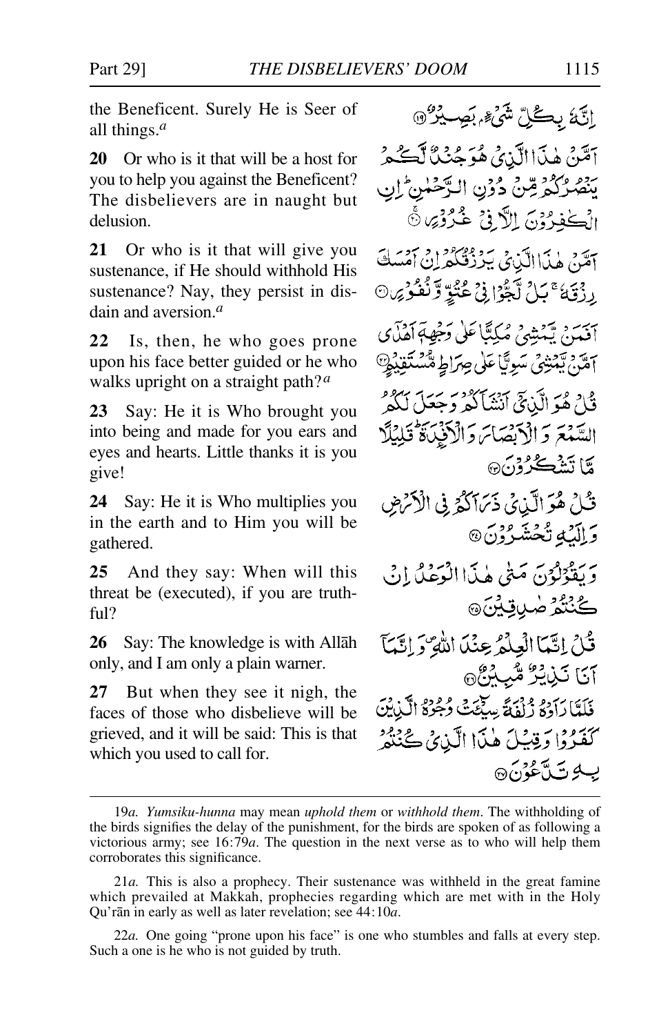the Beneficent. Surely He is Seer of all things.[a]

إِنَّهُۥ بِكُلِّ شَيْءٍۭ بَصِيرٌ ﴿١٩﴾

**20** Or who is it that will be a host for you to help you against the Beneficent? The disbelievers are in naught but delusion.

أَمَّنْ هَٰذَا ٱلَّذِى هُوَ جُندٌ لَّكُمْ يَنصُرُكُم مِّن دُونِ ٱلرَّحْمَٰنِ ۚ إِنِ ٱلْكَٰفِرُونَ إِلَّا فِى غُرُورٍ ﴿٢٠﴾

**21** Or who is it that will give you sustenance, if He should withhold His sustenance? Nay, they persist in disdain and aversion.[a]

أَمَّنْ هَٰذَا ٱلَّذِى يَرْزُقُكُمْ إِنْ أَمْسَكَ رِزْقَهُۥ ۚ بَل لَّجُّوا۟ فِى عُتُوٍّ وَنُفُورٍ ﴿٢١﴾

**22** Is, then, he who goes prone upon his face better guided or he who walks upright on a straight path?[a]

أَفَمَن يَمْشِى مُكِبًّا عَلَىٰ وَجْهِهِۦٓ أَهْدَىٰٓ أَمَّن يَمْشِى سَوِيًّا عَلَىٰ صِرَٰطٍ مُّسْتَقِيمٍ ﴿٢٢﴾

**23** Say: He it is Who brought you into being and made for you ears and eyes and hearts. Little thanks it is you give!

قُلْ هُوَ ٱلَّذِىٓ أَنشَأَكُمْ وَجَعَلَ لَكُمُ ٱلسَّمْعَ وَٱلْأَبْصَٰرَ وَٱلْأَفْـِٔدَةَ ۖ قَلِيلًا مَّا تَشْكُرُونَ ﴿٢٣﴾

**24** Say: He it is Who multiplies you in the earth and to Him you will be gathered.

قُلْ هُوَ ٱلَّذِى ذَرَأَكُمْ فِى ٱلْأَرْضِ وَإِلَيْهِ تُحْشَرُونَ ﴿٢٤﴾

**25** And they say: When will this threat be (executed), if you are truthful?

وَيَقُولُونَ مَتَىٰ هَٰذَا ٱلْوَعْدُ إِن كُنتُمْ صَٰدِقِينَ ﴿٢٥﴾

**26** Say: The knowledge is with Allāh only, and I am only a plain warner.

قُلْ إِنَّمَا ٱلْعِلْمُ عِندَ ٱللَّهِ وَإِنَّمَآ أَنَا۠ نَذِيرٌ مُّبِينٌ ﴿٢٦﴾

**27** But when they see it nigh, the faces of those who disbelieve will be grieved, and it will be said: This is that which you used to call for.

فَلَمَّا رَأَوْهُ زُلْفَةً سِيٓـَٔتْ وُجُوهُ ٱلَّذِينَ كَفَرُوا۟ وَقِيلَ هَٰذَا ٱلَّذِى كُنتُم بِهِۦ تَدَّعُونَ ﴿٢٧﴾

---

19*a*. *Yumsiku-hunna* may mean *uphold them* or *withhold them*. The withholding of the birds signifies the delay of the punishment, for the birds are spoken of as following a victorious army; see 16:79*a*. The question in the next verse as to who will help them corroborates this significance.

21*a*. This is also a prophecy. Their sustenance was withheld in the great famine which prevailed at Makkah, prophecies regarding which are met with in the Holy Qur'ān in early as well as later revelation; see 44:10*a*.

22*a*. One going "prone upon his face" is one who stumbles and falls at every step. Such a one is he who is not guided by truth.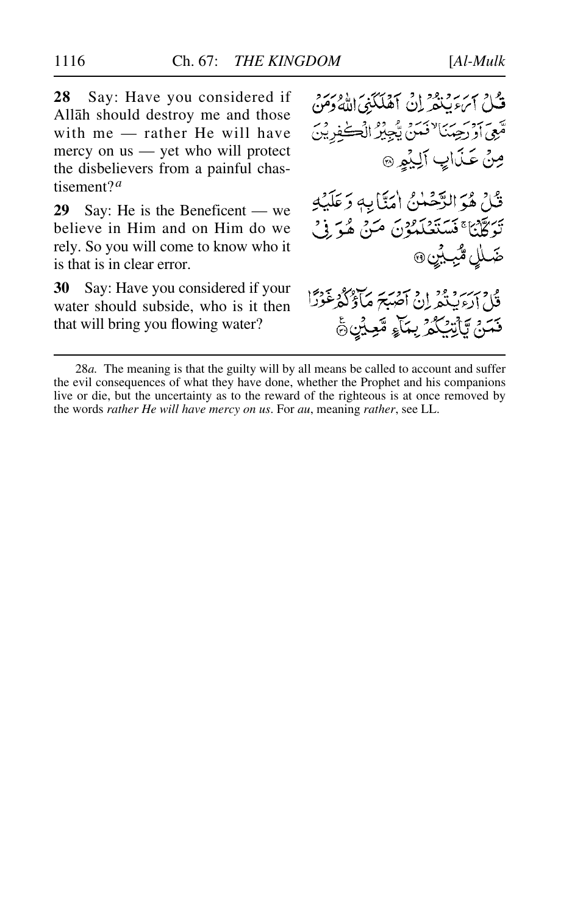**28** Say: Have you considered if Allāh should destroy me and those with me — rather He will have mercy on us — yet who will protect the disbelievers from a painful chastisement?[a]

قُلْ اَرَءَيْتُمْ اِنْ اَهْلَكَنِيَ اللّٰهُ وَمَنْ مَّعِيَ اَوْ رَحِمَنَا ۙ فَمَنْ يُّجِيْرُ الْكٰفِرِيْنَ مِنْ عَذَابٍ اَلِيْمٍ ﴿۲۸﴾

**29** Say: He is the Beneficent — we believe in Him and on Him do we rely. So you will come to know who it is that is in clear error.

قُلْ هُوَ الرَّحْمٰنُ اٰمَنَّا بِهٖ وَعَلَيْهِ تَوَكَّلْنَا ۚ فَسَتَعْلَمُوْنَ مَنْ هُوَ فِيْ ضَلٰلٍ مُّبِيْنٍ ﴿۲۹﴾

**30** Say: Have you considered if your water should subside, who is it then that will bring you flowing water?

قُلْ اَرَءَيْتُمْ اِنْ اَصْبَحَ مَآؤُكُمْ غَوْرًا فَمَنْ يَّاْتِيْكُمْ بِمَآءٍ مَّعِيْنٍ ﴿۳۰﴾

---

28*a.* The meaning is that the guilty will by all means be called to account and suffer the evil consequences of what they have done, whether the Prophet and his companions live or die, but the uncertainty as to the reward of the righteous is at once removed by the words *rather He will have mercy on us*. For *au*, meaning *rather*, see LL.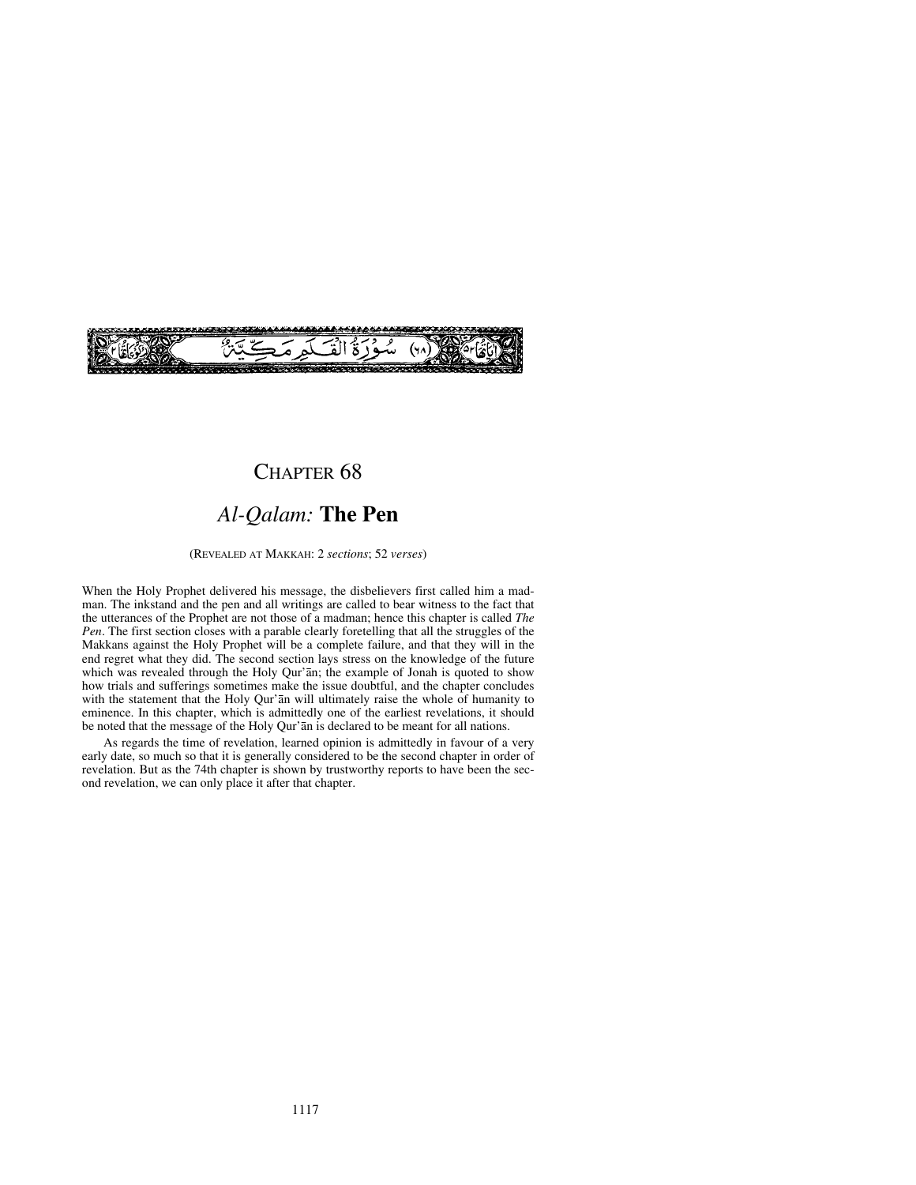(٦٨) سُوْرَةُ الْقَلَمِ مَكِّيَّةٌ

# CHAPTER 68

## *Al-Qalam:* **The Pen**

(REVEALED AT MAKKAH: 2 *sections*; 52 *verses*)

When the Holy Prophet delivered his message, the disbelievers first called him a madman. The inkstand and the pen and all writings are called to bear witness to the fact that the utterances of the Prophet are not those of a madman; hence this chapter is called *The Pen*. The first section closes with a parable clearly foretelling that all the struggles of the Makkans against the Holy Prophet will be a complete failure, and that they will in the end regret what they did. The second section lays stress on the knowledge of the future which was revealed through the Holy Qur'ān; the example of Jonah is quoted to show how trials and sufferings sometimes make the issue doubtful, and the chapter concludes with the statement that the Holy Qur'ān will ultimately raise the whole of humanity to eminence. In this chapter, which is admittedly one of the earliest revelations, it should be noted that the message of the Holy Qur'ān is declared to be meant for all nations.

As regards the time of revelation, learned opinion is admittedly in favour of a very early date, so much so that it is generally considered to be the second chapter in order of revelation. But as the 74th chapter is shown by trustworthy reports to have been the second revelation, we can only place it after that chapter.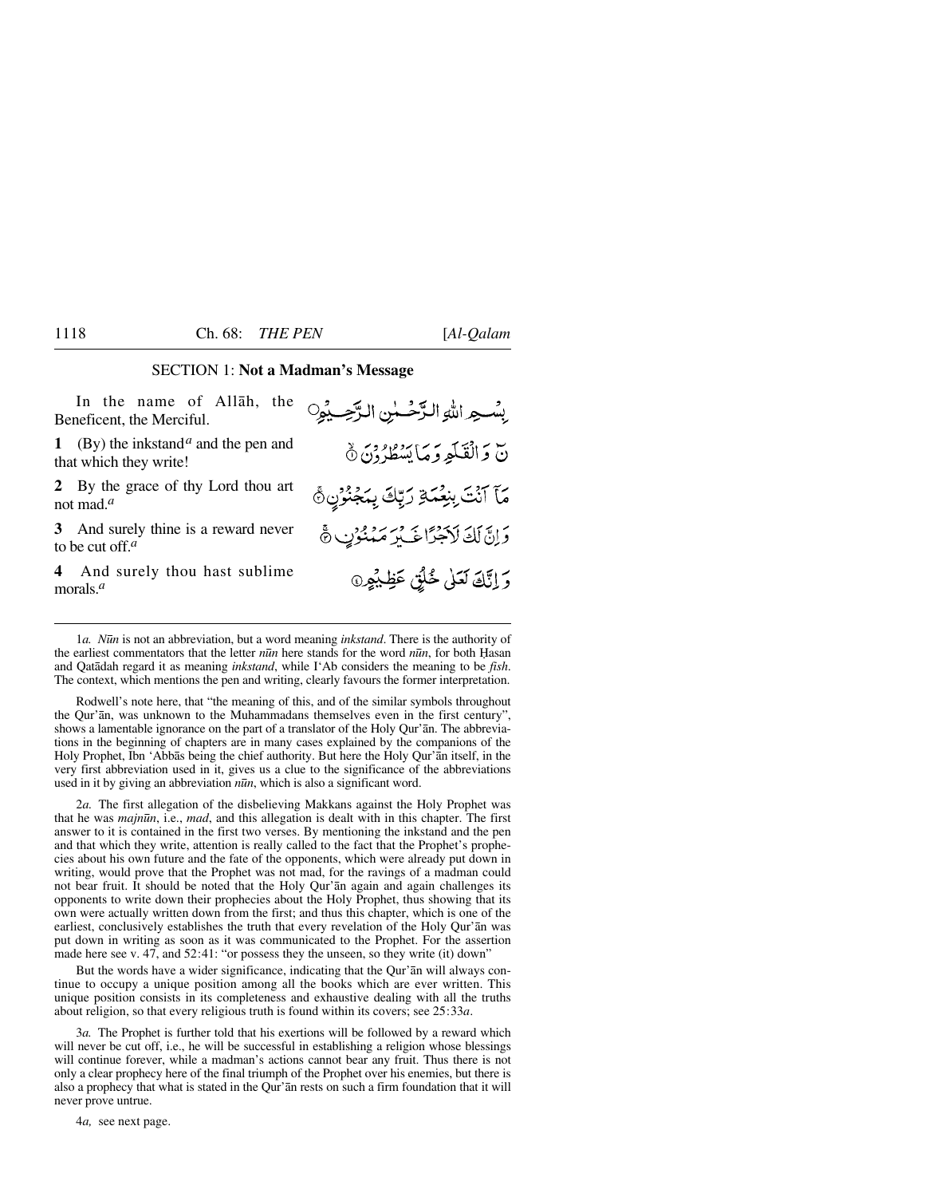## SECTION 1: **Not a Madman's Message**

In the name of Allāh, the Beneficent, the Merciful.

بِسۡمِ اللّٰہِ الرَّحۡمٰنِ الرَّحِیۡمِ

**1** (By) the inkstand[a] and the pen and that which they write!

نٓ وَ الۡقَلَمِ وَ مَا یَسۡطُرُوۡنَ ۙ﴿۱﴾

**2** By the grace of thy Lord thou art not mad.[a]

مَاۤ اَنۡتَ بِنِعۡمَۃِ رَبِّکَ بِمَجۡنُوۡنٍ ۚ﴿۲﴾

**3** And surely thine is a reward never to be cut off.[a]

وَ اِنَّ لَکَ لَاَجۡرًا غَیۡرَ مَمۡنُوۡنٍ ۚ﴿۳﴾

**4** And surely thou hast sublime morals.[a]

وَ اِنَّکَ لَعَلٰی خُلُقٍ عَظِیۡمٍ ﴿۴﴾

---

1*a.* *Nūn* is not an abbreviation, but a word meaning *inkstand*. There is the authority of the earliest commentators that the letter *nūn* here stands for the word *nūn*, for both Ḥasan and Qatādah regard it as meaning *inkstand*, while I'Ab considers the meaning to be *fish*. The context, which mentions the pen and writing, clearly favours the former interpretation.

Rodwell's note here, that "the meaning of this, and of the similar symbols throughout the Qur'ān, was unknown to the Muhammadans themselves even in the first century", shows a lamentable ignorance on the part of a translator of the Holy Qur'ān. The abbreviations in the beginning of chapters are in many cases explained by the companions of the Holy Prophet, Ibn 'Abbās being the chief authority. But here the Holy Qur'ān itself, in the very first abbreviation used in it, gives us a clue to the significance of the abbreviations used in it by giving an abbreviation *nūn*, which is also a significant word.

2*a.* The first allegation of the disbelieving Makkans against the Holy Prophet was that he was *majnūn*, i.e., *mad*, and this allegation is dealt with in this chapter. The first answer to it is contained in the first two verses. By mentioning the inkstand and the pen and that which they write, attention is really called to the fact that the Prophet's prophecies about his own future and the fate of the opponents, which were already put down in writing, would prove that the Prophet was not mad, for the ravings of a madman could not bear fruit. It should be noted that the Holy Qur'ān again and again challenges its opponents to write down their prophecies about the Holy Prophet, thus showing that its own were actually written down from the first; and thus this chapter, which is one of the earliest, conclusively establishes the truth that every revelation of the Holy Qur'ān was put down in writing as soon as it was communicated to the Prophet. For the assertion made here see v. 47, and 52:41: "or possess they the unseen, so they write (it) down"

But the words have a wider significance, indicating that the Qur'ān will always continue to occupy a unique position among all the books which are ever written. This unique position consists in its completeness and exhaustive dealing with all the truths about religion, so that every religious truth is found within its covers; see 25:33*a*.

3*a.* The Prophet is further told that his exertions will be followed by a reward which will never be cut off, i.e., he will be successful in establishing a religion whose blessings will continue forever, while a madman's actions cannot bear any fruit. Thus there is not only a clear prophecy here of the final triumph of the Prophet over his enemies, but there is also a prophecy that what is stated in the Qur'ān rests on such a firm foundation that it will never prove untrue.

4*a,* see next page.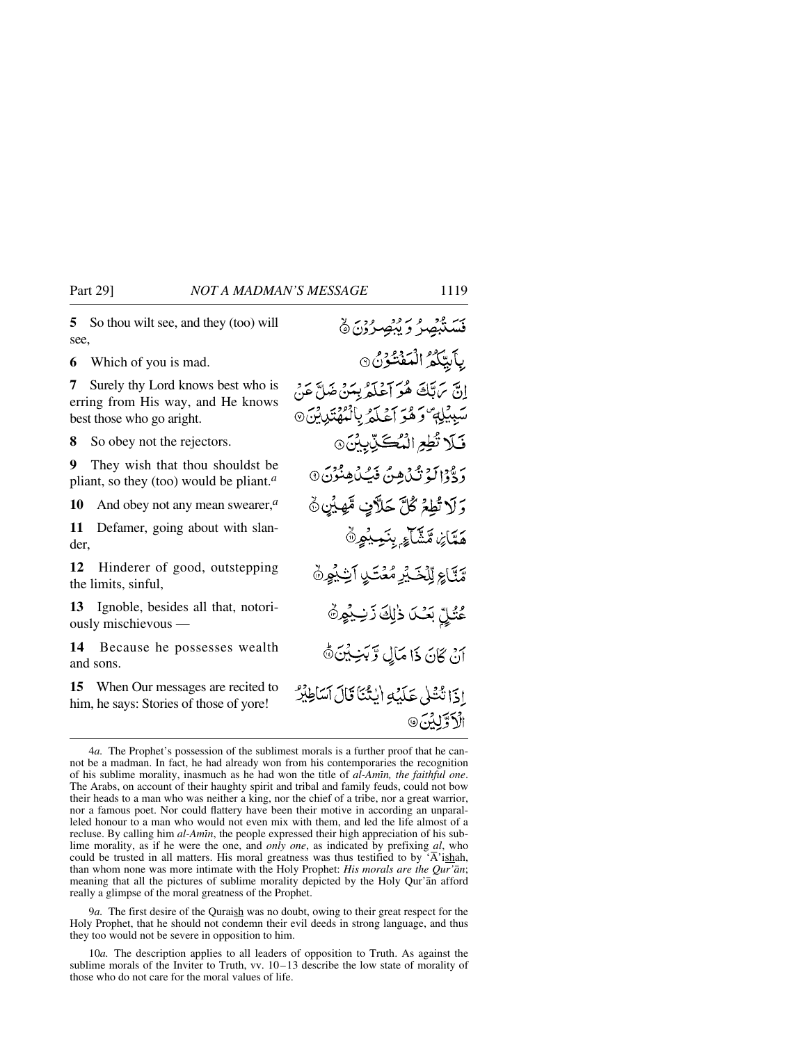**5** So thou wilt see, and they (too) will see,

فَسَتُبْصِرُ وَ يُبْصِرُوْنَ ۙ﴿۵﴾

**6** Which of you is mad.

بِاَىيِّكُمُ الْمَفْتُوْنُ ﴿۶﴾

**7** Surely thy Lord knows best who is erring from His way, and He knows best those who go aright.

اِنَّ رَبَّكَ هُوَ اَعْلَمُ بِمَنْ ضَلَّ عَنْ سَبِيْلِهٖ ۪ وَ هُوَ اَعْلَمُ بِالْمُهْتَدِيْنَ ﴿۷﴾

**8** So obey not the rejectors.

فَلَا تُطِعِ الْمُكَذِّبِيْنَ ﴿۸﴾

**9** They wish that thou shouldst be pliant, so they (too) would be pliant.[a]

وَدُّوْا لَوْ تُدْهِنُ فَيُدْهِنُوْنَ ﴿۹﴾

**10** And obey not any mean swearer,[a]

وَ لَا تُطِعْ كُلَّ حَلَّافٍ مَّهِيْنٍ ۙ﴿۱۰﴾

**11** Defamer, going about with slander,

هَمَّازٍ مَّشَّآءٍۭ بِنَمِيْمٍ ۙ﴿۱۱﴾

**12** Hinderer of good, outstepping the limits, sinful,

مَّنَّاعٍ لِّلْخَيْرِ مُعْتَدٍ اَثِيْمٍ ۙ﴿۱۲﴾

**13** Ignoble, besides all that, notoriously mischievous —

عُتُلٍّۭ بَعْدَ ذٰلِكَ زَنِيْمٍ ۙ﴿۱۳﴾

**14** Because he possesses wealth and sons.

اَنْ كَانَ ذَا مَالٍ وَّ بَنِيْنَ ؕ﴿۱۴﴾

**15** When Our messages are recited to him, he says: Stories of those of yore!

اِذَا تُتْلٰى عَلَيْهِ اٰيٰتُنَا قَالَ اَسَاطِيْرُ الْاَوَّلِيْنَ ﴿۱۵﴾

---

4*a.* The Prophet's possession of the sublimest morals is a further proof that he cannot be a madman. In fact, he had already won from his contemporaries the recognition of his sublime morality, inasmuch as he had won the title of *al-Amin, the faithful one*. The Arabs, on account of their haughty spirit and tribal and family feuds, could not bow their heads to a man who was neither a king, nor the chief of a tribe, nor a great warrior, nor a famous poet. Nor could flattery have been their motive in according an unparalleled honour to a man who would not even mix with them, and led the life almost of a recluse. By calling him *al-Amin*, the people expressed their high appreciation of his sublime morality, as if he were the one, and *only one*, as indicated by prefixing *al*, who could be trusted in all matters. His moral greatness was thus testified to by 'Ā'ishah, than whom none was more intimate with the Holy Prophet: *His morals are the Qur'ān*; meaning that all the pictures of sublime morality depicted by the Holy Qur'ān afford really a glimpse of the moral greatness of the Prophet.

9*a.* The first desire of the Quraish was no doubt, owing to their great respect for the Holy Prophet, that he should not condemn their evil deeds in strong language, and thus they too would not be severe in opposition to him.

10*a.* The description applies to all leaders of opposition to Truth. As against the sublime morals of the Inviter to Truth, vv. 10–13 describe the low state of morality of those who do not care for the moral values of life.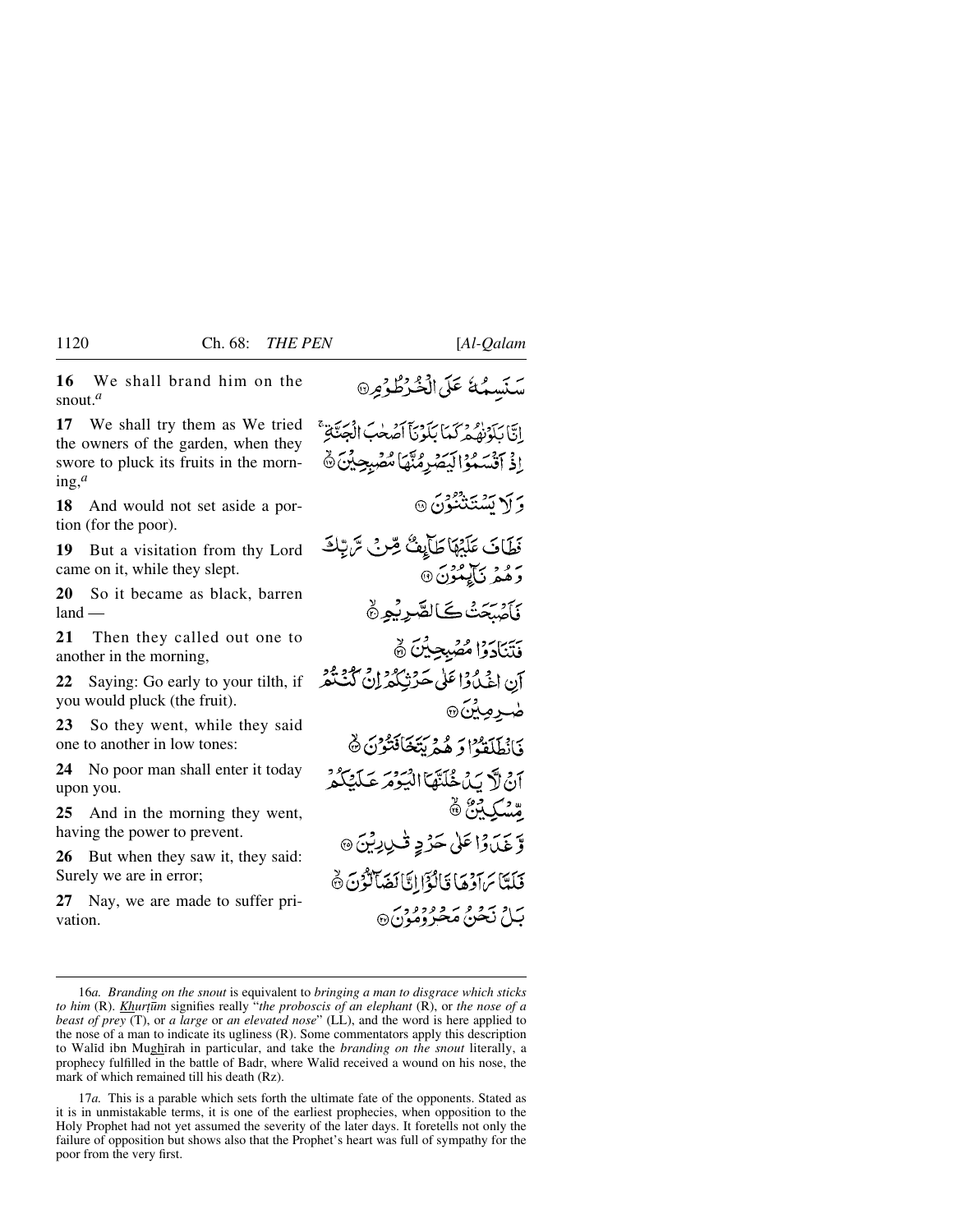**16** We shall brand him on the snout.[a]

سَنَسِمُهٗ عَلَى الْخُرْطُوْمِ ۝١٦

**17** We shall try them as We tried the owners of the garden, when they swore to pluck its fruits in the morning,[a]

اِنَّا بَلَوْنٰهُمْ كَمَا بَلَوْنَاۤ اَصْحٰبَ الْجَنَّةِ ۚ اِذْ اَقْسَمُوْا لَيَصْرِمُنَّهَا مُصْبِحِيْنَ ۝١٧

**18** And would not set aside a portion (for the poor).

وَلَا يَسْتَثْنُوْنَ ۝١٨

**19** But a visitation from thy Lord came on it, while they slept.

فَطَافَ عَلَيْهَا طَآئِفٌ مِّنْ رَّبِّكَ وَهُمْ نَآئِمُوْنَ ۝١٩

**20** So it became as black, barren land —

فَاَصْبَحَتْ كَالصَّرِيْمِ ۝٢٠

**21** Then they called out one to another in the morning,

فَتَنَادَوْا مُصْبِحِيْنَ ۝٢١

**22** Saying: Go early to your tilth, if you would pluck (the fruit).

اَنِ اغْدُوْا عَلٰى حَرْثِكُمْ اِنْ كُنْتُمْ صٰرِمِيْنَ ۝٢٢

**23** So they went, while they said one to another in low tones:

فَانْطَلَقُوْا وَهُمْ يَتَخَافَتُوْنَ ۝٢٣

**24** No poor man shall enter it today upon you.

اَنْ لَّا يَدْخُلَنَّهَا الْيَوْمَ عَلَيْكُمْ مِّسْكِيْنٌ ۝٢٤

**25** And in the morning they went, having the power to prevent.

وَّغَدَوْا عَلٰى حَرْدٍ قٰدِرِيْنَ ۝٢٥

**26** But when they saw it, they said: Surely we are in error;

فَلَمَّا رَاَوْهَا قَالُوْۤا اِنَّا لَضَآلُّوْنَ ۝٢٦

**27** Nay, we are made to suffer privation.

بَلْ نَحْنُ مَحْرُوْمُوْنَ ۝٢٧

---

16*a*. *Branding on the snout* is equivalent to *bringing a man to disgrace which sticks to him* (R). *Khurṭūm* signifies really "*the proboscis of an elephant* (R), or *the nose of a beast of prey* (T), or *a large* or *an elevated nose*" (LL), and the word is here applied to the nose of a man to indicate its ugliness (R). Some commentators apply this description to Walīd ibn Mughīrah in particular, and take the *branding on the snout* literally, a prophecy fulfilled in the battle of Badr, where Walīd received a wound on his nose, the mark of which remained till his death (Rz).

17*a*. This is a parable which sets forth the ultimate fate of the opponents. Stated as it is in unmistakable terms, it is one of the earliest prophecies, when opposition to the Holy Prophet had not yet assumed the severity of the later days. It foretells not only the failure of opposition but shows also that the Prophet's heart was full of sympathy for the poor from the very first.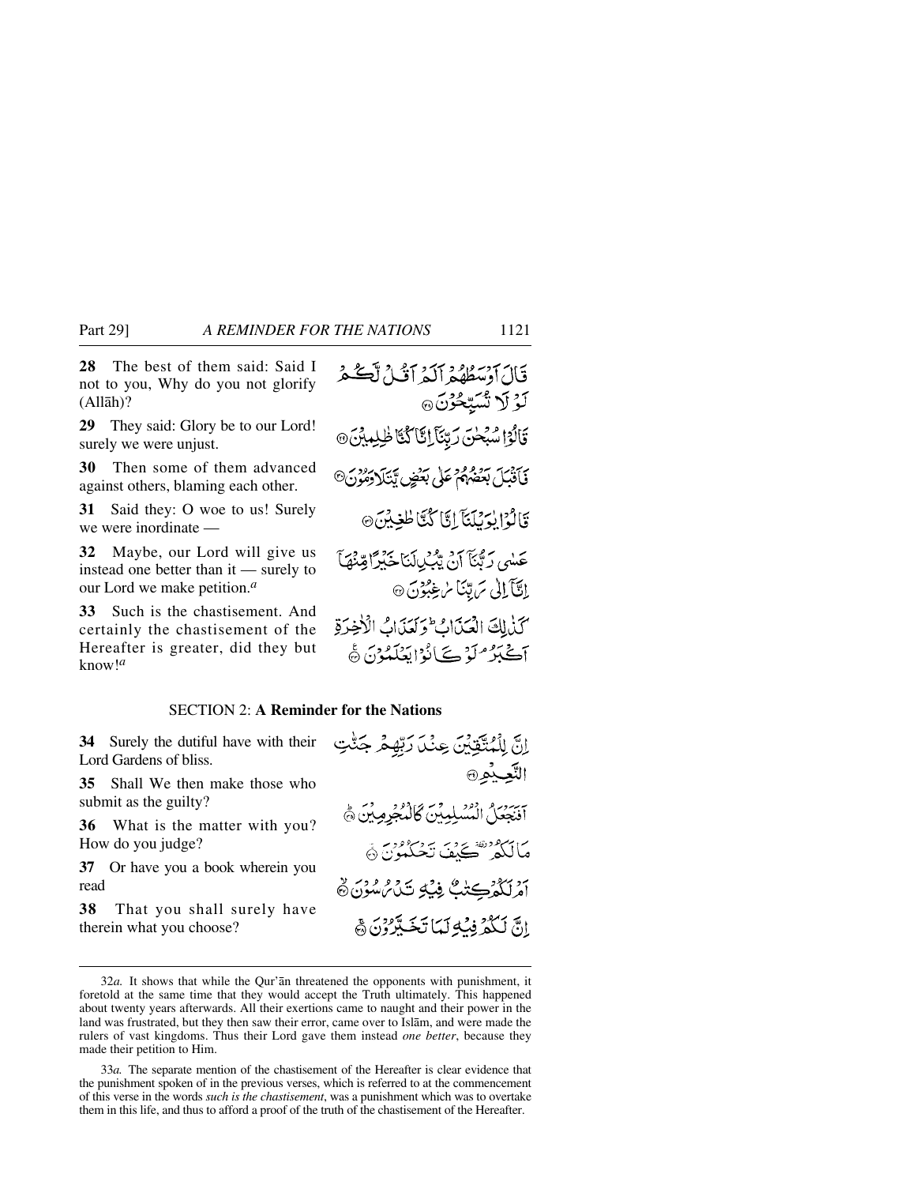28 The best of them said: Said I not to you, Why do you not glorify (Allāh)?

قَالَ اَوْسَطُهُمْ اَلَمْ اَقُلْ لَّكُمْ لَوْلَا تُسَبِّحُوْنَ ۝

29 They said: Glory be to our Lord! surely we were unjust.

قَالُوْا سُبْحٰنَ رَبِّنَآ اِنَّا كُنَّا ظٰلِمِيْنَ ۝

30 Then some of them advanced against others, blaming each other.

فَاَقْبَلَ بَعْضُهُمْ عَلٰى بَعْضٍ يَّتَلَاوَمُوْنَ ۝

31 Said they: O woe to us! Surely we were inordinate —

قَالُوْا يٰوَيْلَنَآ اِنَّا كُنَّا طٰغِيْنَ ۝

32 Maybe, our Lord will give us instead one better than it — surely to our Lord we make petition.[a]

عَسٰى رَبُّنَآ اَنْ يُّبْدِلَنَا خَيْرًا مِّنْهَآ اِنَّآ اِلٰى رَبِّنَا رٰغِبُوْنَ ۝

33 Such is the chastisement. And certainly the chastisement of the Hereafter is greater, did they but know![a]

كَذٰلِكَ الْعَذَابُ ۗ وَلَعَذَابُ الْاٰخِرَةِ اَكْبَرُ ۘ لَوْ كَانُوْا يَعْلَمُوْنَ ۝

## SECTION 2: **A Reminder for the Nations**

34 Surely the dutiful have with their Lord Gardens of bliss.

اِنَّ لِلْمُتَّقِيْنَ عِنْدَ رَبِّهِمْ جَنّٰتِ النَّعِيْمِ ۝

35 Shall We then make those who submit as the guilty?

اَفَنَجْعَلُ الْمُسْلِمِيْنَ كَالْمُجْرِمِيْنَ ۝

36 What is the matter with you? How do you judge?

مَا لَكُمْ ۟ كَيْفَ تَحْكُمُوْنَ ۝

37 Or have you a book wherein you read

اَمْ لَكُمْ كِتٰبٌ فِيْهِ تَدْرُسُوْنَ ۝

38 That you shall surely have therein what you choose?

اِنَّ لَكُمْ فِيْهِ لَمَا تَخَيَّرُوْنَ ۝

---

32*a.* It shows that while the Qur'ān threatened the opponents with punishment, it foretold at the same time that they would accept the Truth ultimately. This happened about twenty years afterwards. All their exertions came to naught and their power in the land was frustrated, but they then saw their error, came over to Islām, and were made the rulers of vast kingdoms. Thus their Lord gave them instead *one better*, because they made their petition to Him.

33*a.* The separate mention of the chastisement of the Hereafter is clear evidence that the punishment spoken of in the previous verses, which is referred to at the commencement of this verse in the words *such is the chastisement*, was a punishment which was to overtake them in this life, and thus to afford a proof of the truth of the chastisement of the Hereafter.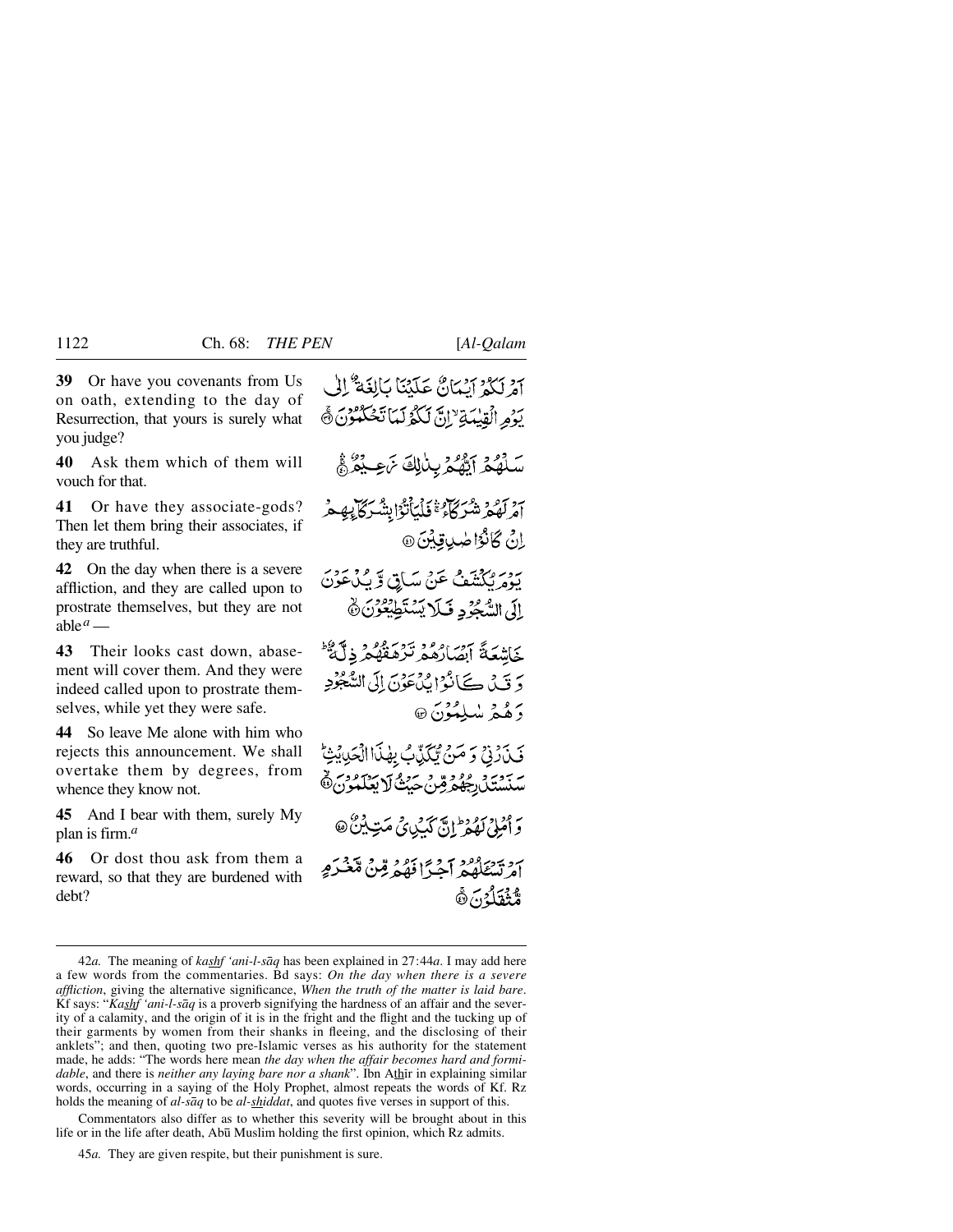**39** Or have you covenants from Us on oath, extending to the day of Resurrection, that yours is surely what you judge?

أَمْ لَكُمْ أَيْمَانٌ عَلَيْنَا بَالِغَةٌ إِلَىٰ يَوْمِ الْقِيَامَةِ ۙ إِنَّ لَكُمْ لَمَا تَحْكُمُونَ ﴿٣٩﴾

**40** Ask them which of them will vouch for that.

سَلْهُمْ أَيُّهُم بِذَٰلِكَ زَعِيمٌ ﴿٤٠﴾

**41** Or have they associate-gods? Then let them bring their associates, if they are truthful.

أَمْ لَهُمْ شُرَكَاءُ فَلْيَأْتُوا بِشُرَكَائِهِمْ إِن كَانُوا صَادِقِينَ ﴿٤١﴾

**42** On the day when there is a severe affliction, and they are called upon to prostrate themselves, but they are not able[a] —

يَوْمَ يُكْشَفُ عَن سَاقٍ وَيُدْعَوْنَ إِلَى السُّجُودِ فَلَا يَسْتَطِيعُونَ ﴿٤٢﴾

**43** Their looks cast down, abasement will cover them. And they were indeed called upon to prostrate themselves, while yet they were safe.

خَاشِعَةً أَبْصَارُهُمْ تَرْهَقُهُمْ ذِلَّةٌ ۖ وَقَدْ كَانُوا يُدْعَوْنَ إِلَى السُّجُودِ وَهُمْ سَالِمُونَ ﴿٤٣﴾

**44** So leave Me alone with him who rejects this announcement. We shall overtake them by degrees, from whence they know not.

فَذَرْنِي وَمَن يُكَذِّبُ بِهَٰذَا الْحَدِيثِ ۖ سَنَسْتَدْرِجُهُم مِّنْ حَيْثُ لَا يَعْلَمُونَ ﴿٤٤﴾

**45** And I bear with them, surely My plan is firm.[a]

وَأُمْلِي لَهُمْ ۚ إِنَّ كَيْدِي مَتِينٌ ﴿٤٥﴾

**46** Or dost thou ask from them a reward, so that they are burdened with debt?

أَمْ تَسْأَلُهُمْ أَجْرًا فَهُم مِّن مَّغْرَمٍ مُّثْقَلُونَ ﴿٤٦﴾

---

42*a.* The meaning of *kashf 'ani-l-sāq* has been explained in 27:44*a*. I may add here a few words from the commentaries. Bd says: *On the day when there is a severe affliction*, giving the alternative significance, *When the truth of the matter is laid bare*. Kf says: "*Kashf 'ani-l-sāq* is a proverb signifying the hardness of an affair and the severity of a calamity, and the origin of it is in the fright and the flight and the tucking up of their garments by women from their shanks in fleeing, and the disclosing of their anklets"; and then, quoting two pre-Islamic verses as his authority for the statement made, he adds: "The words here mean *the day when the affair becomes hard and formidable*, and there is *neither any laying bare nor a shank*". Ibn Athīr in explaining similar words, occurring in a saying of the Holy Prophet, almost repeats the words of Kf. Rz holds the meaning of *al-sāq* to be *al-shiddat*, and quotes five verses in support of this.

Commentators also differ as to whether this severity will be brought about in this life or in the life after death, Abū Muslim holding the first opinion, which Rz admits.

45*a.* They are given respite, but their punishment is sure.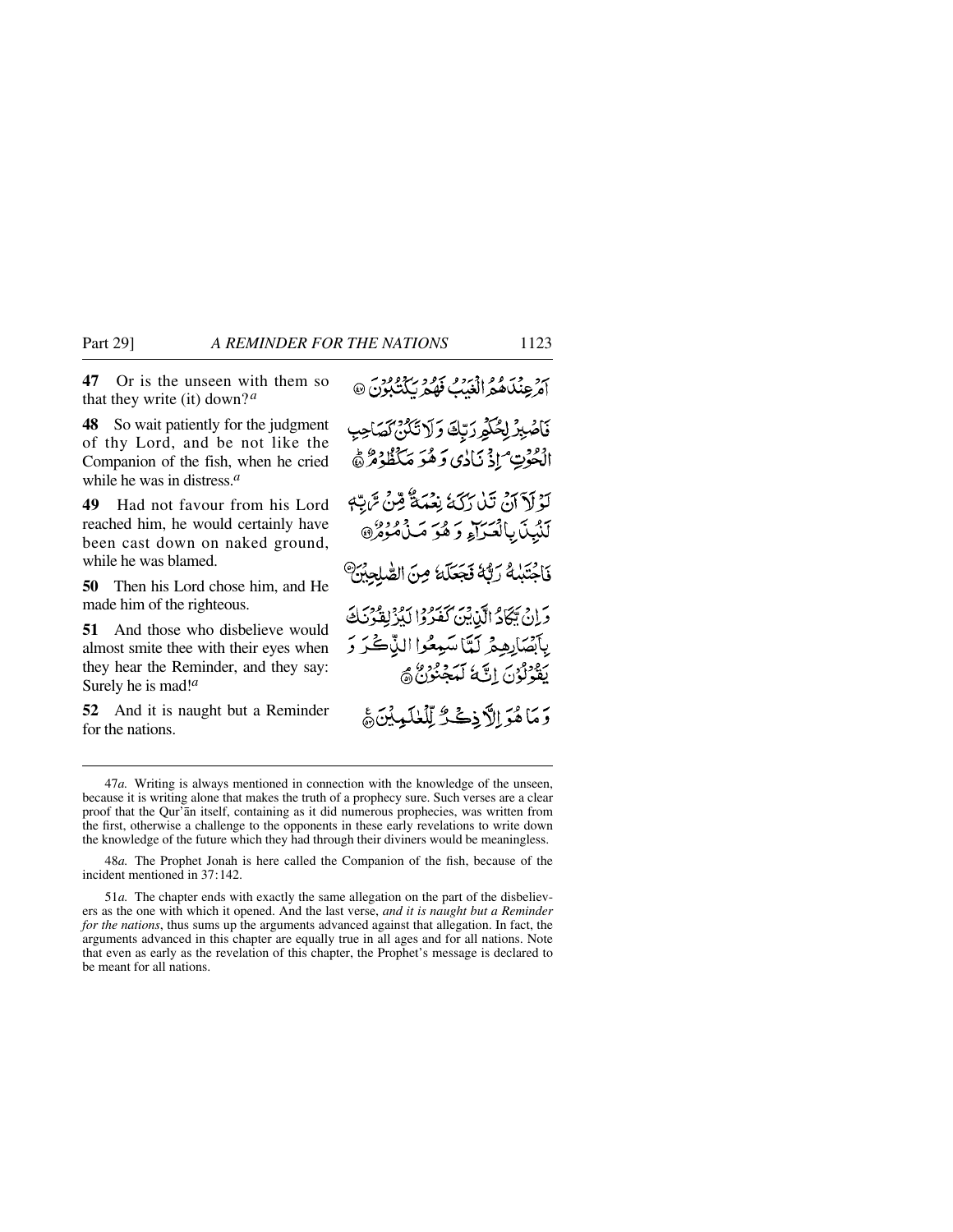**47** Or is the unseen with them so that they write (it) down?[a]

أَمْ عِندَهُمُ الْغَيْبُ فَهُمْ يَكْتُبُونَ ﴿٤٧﴾

**48** So wait patiently for the judgment of thy Lord, and be not like the Companion of the fish, when he cried while he was in distress.[a]

فَاصْبِرْ لِحُكْمِ رَبِّكَ وَلَا تَكُن كَصَاحِبِ الْحُوتِ إِذْ نَادَىٰ وَهُوَ مَكْظُومٌ ﴿٤٨﴾

**49** Had not favour from his Lord reached him, he would certainly have been cast down on naked ground, while he was blamed.

لَّوْلَا أَن تَدَارَكَهُ نِعْمَةٌ مِّن رَّبِّهِ لَنُبِذَ بِالْعَرَاءِ وَهُوَ مَذْمُومٌ ﴿٤٩﴾

**50** Then his Lord chose him, and He made him of the righteous.

فَاجْتَبَاهُ رَبُّهُ فَجَعَلَهُ مِنَ الصَّالِحِينَ ﴿٥٠﴾

**51** And those who disbelieve would almost smite thee with their eyes when they hear the Reminder, and they say: Surely he is mad![a]

وَإِن يَكَادُ الَّذِينَ كَفَرُوا لَيُزْلِقُونَكَ بِأَبْصَارِهِمْ لَمَّا سَمِعُوا الذِّكْرَ وَيَقُولُونَ إِنَّهُ لَمَجْنُونٌ ﴿٥١﴾

**52** And it is naught but a Reminder for the nations.

وَمَا هُوَ إِلَّا ذِكْرٌ لِّلْعَالَمِينَ ﴿٥٢﴾

---

47*a.* Writing is always mentioned in connection with the knowledge of the unseen, because it is writing alone that makes the truth of a prophecy sure. Such verses are a clear proof that the Qur'ān itself, containing as it did numerous prophecies, was written from the first, otherwise a challenge to the opponents in these early revelations to write down the knowledge of the future which they had through their diviners would be meaningless.

48*a.* The Prophet Jonah is here called the Companion of the fish, because of the incident mentioned in 37:142.

51*a.* The chapter ends with exactly the same allegation on the part of the disbelievers as the one with which it opened. And the last verse, *and it is naught but a Reminder for the nations*, thus sums up the arguments advanced against that allegation. In fact, the arguments advanced in this chapter are equally true in all ages and for all nations. Note that even as early as the revelation of this chapter, the Prophet's message is declared to be meant for all nations.